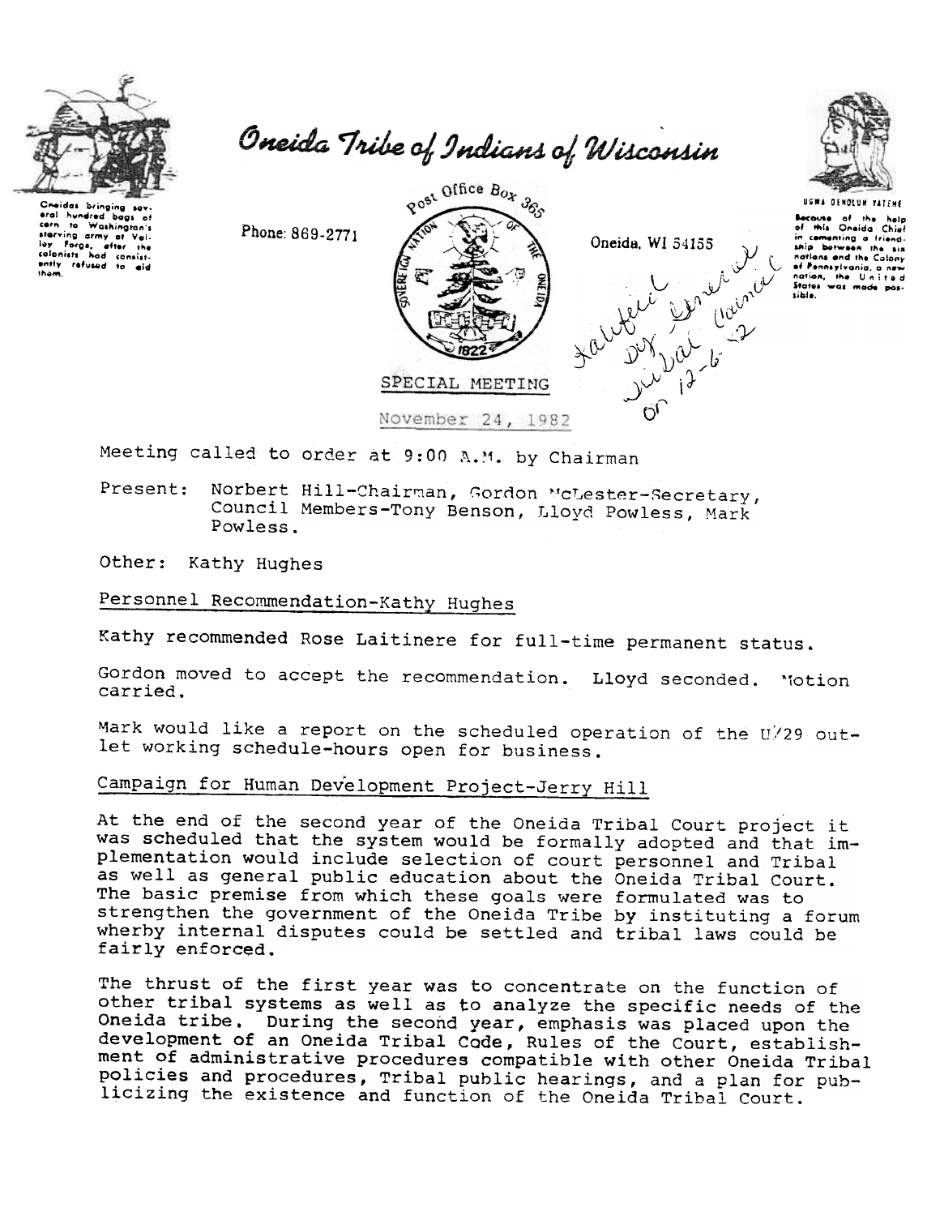# Oneida Tribe of Indians of Wisconsin

Oneidas bringing several hundred bags of corn to Washington's starving army at Valley Forge, after the colonists had consistently refused to aid them.

Phone: 869-2771

Post Office Box 365

Oneida, WI 54155

UGWA DENOLUN YATEHE

Because of the help of this Oneida Chief in cementing a friendship between the six nations and the Colony of Pennsylvania, a new nation, the United States was made possible.

Ratified by General Tribal Council on 12-6-82

## SPECIAL MEETING

November 24, 1982

Meeting called to order at 9:00 A.M. by Chairman

Present: Norbert Hill-Chairman, Gordon McLester-Secretary, Council Members-Tony Benson, Lloyd Powless, Mark Powless.

Other: Kathy Hughes

### Personnel Recommendation-Kathy Hughes

Kathy recommended Rose Laitinere for full-time permanent status.

Gordon moved to accept the recommendation. Lloyd seconded. Motion carried.

Mark would like a report on the scheduled operation of the U/29 outlet working schedule-hours open for business.

### Campaign for Human Development Project-Jerry Hill

At the end of the second year of the Oneida Tribal Court project it was scheduled that the system would be formally adopted and that implementation would include selection of court personnel and Tribal as well as general public education about the Oneida Tribal Court. The basic premise from which these goals were formulated was to strengthen the government of the Oneida Tribe by instituting a forum wherby internal disputes could be settled and tribal laws could be fairly enforced.

The thrust of the first year was to concentrate on the function of other tribal systems as well as to analyze the specific needs of the Oneida tribe. During the second year, emphasis was placed upon the development of an Oneida Tribal Code, Rules of the Court, establishment of administrative procedures compatible with other Oneida Tribal policies and procedures, Tribal public hearings, and a plan for publicizing the existence and function of the Oneida Tribal Court.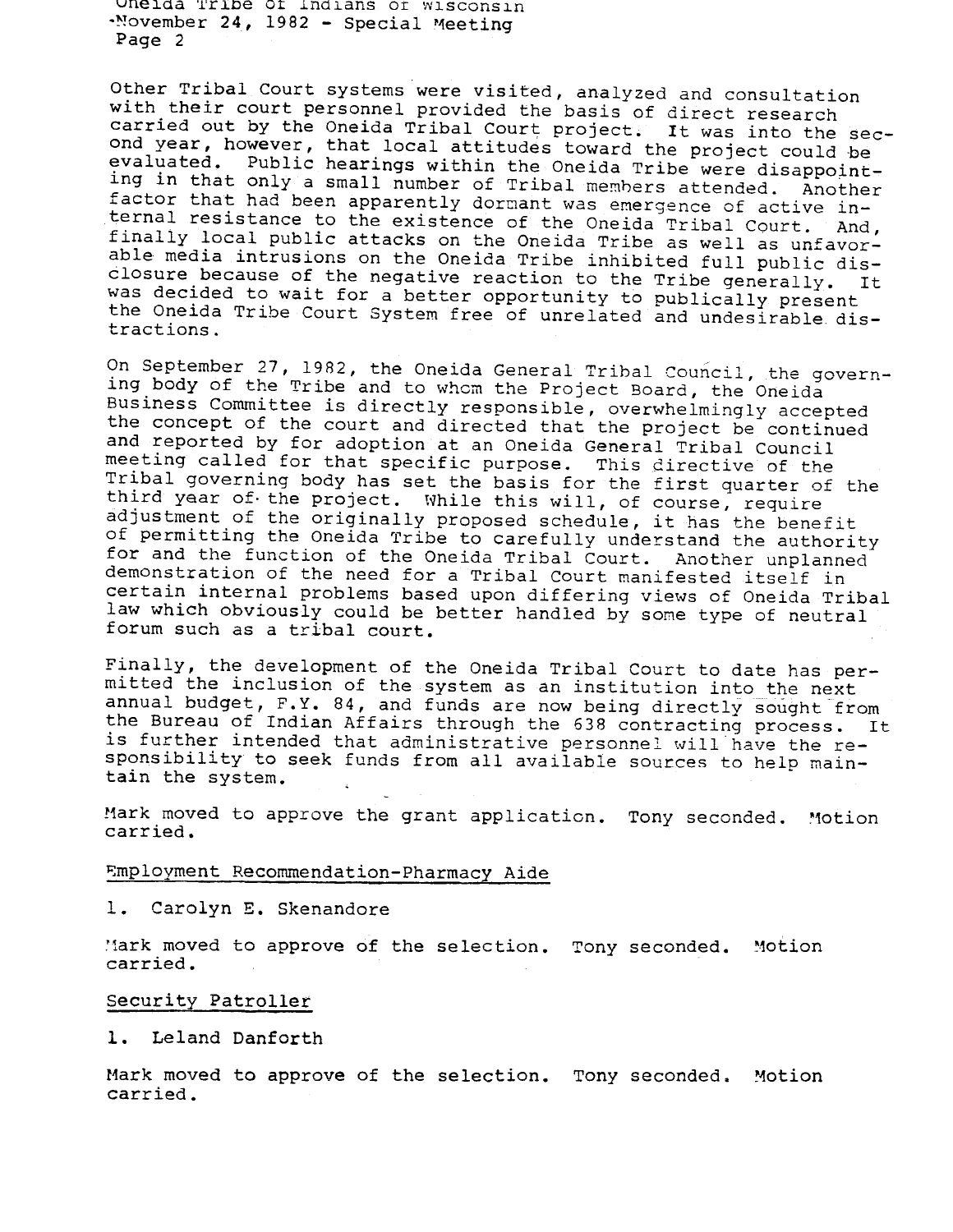Other Tribal Court systems were visited, analyzed and consultation with their court personnel provided the basis of direct research carried out by the Oneida Tribal Court project. It was into the second year, however, that local attitudes toward the project could be evaluated. Public hearings within the Oneida Tribe were disappointing in that only a small number of Tribal members attended. Another factor that had been apparently dormant was emergence of active internal resistance to the existence of the Oneida Tribal Court. And, finally local public attacks on the Oneida Tribe as well as unfavorable media intrusions on the Oneida Tribe inhibited full public disclosure because of the negative reaction to the Tribe generally. It was decided to wait for a better opportunity to publically present the Oneida Tribe Court System free of unrelated and undesirable distractions.

On September 27, 1982, the Oneida General Tribal Council, the governing body of the Tribe and to whom the Project Board, the Oneida Business Committee is directly responsible, overwhelmingly accepted the concept of the court and directed that the project be continued and reported by for adoption at an Oneida General Tribal Council meeting called for that specific purpose. This directive of the Tribal governing body has set the basis for the first quarter of the third year of the project. While this will, of course, require adjustment of the originally proposed schedule, it has the benefit of permitting the Oneida Tribe to carefully understand the authority for and the function of the Oneida Tribal Court. Another unplanned demonstration of the need for a Tribal Court manifested itself in certain internal problems based upon differing views of Oneida Tribal law which obviously could be better handled by some type of neutral forum such as a tribal court.

Finally, the development of the Oneida Tribal Court to date has permitted the inclusion of the system as an institution into the next annual budget, F.Y. 84, and funds are now being directly sought from the Bureau of Indian Affairs through the 638 contracting process. It is further intended that administrative personnel will have the responsibility to seek funds from all available sources to help maintain the system.

Mark moved to approve the grant application. Tony seconded. Motion carried.

Employment Recommendation-Pharmacy Aide

1. Carolyn E. Skenandore

Mark moved to approve of the selection. Tony seconded. Motion carried.

Security Patroller

1. Leland Danforth

Mark moved to approve of the selection. Tony seconded. Motion carried.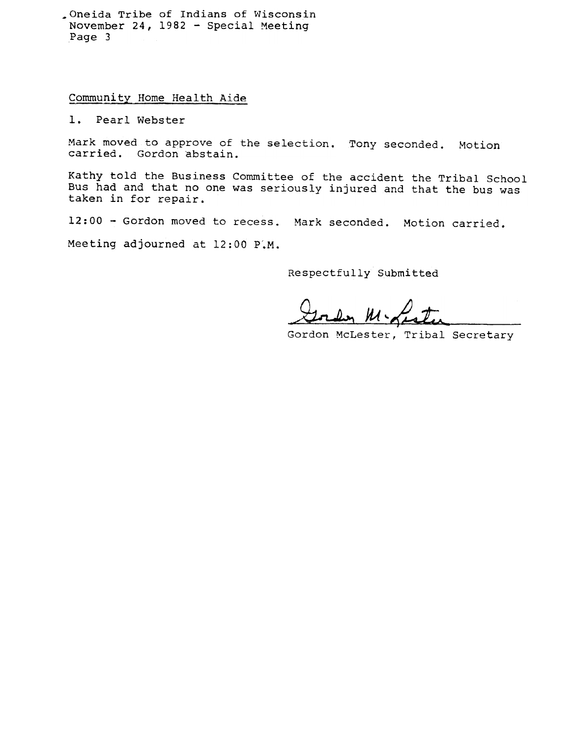Community Home Health Aide

1. Pearl Webster

Mark moved to approve of the selection. Tony seconded. Motion carried. Gordon abstain.

Kathy told the Business Committee of the accident the Tribal School Bus had and that no one was seriously injured and that the bus was taken in for repair.

12:00 - Gordon moved to recess. Mark seconded. Motion carried.

Meeting adjourned at 12:00 P.M.

Respectfully Submitted

Gordon McLester

Gordon McLester, Tribal Secretary